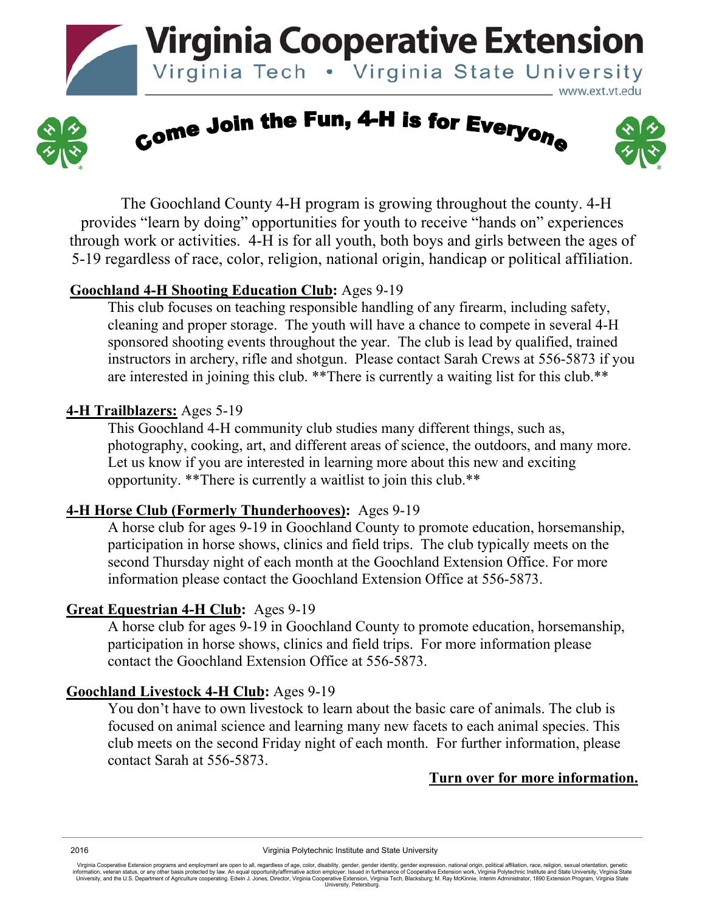# Virginia Cooperative Extension

Virginia Tech • Virginia State University

www.ext.vt.edu

## Come Join the Fun, 4-H is for Everyone

The Goochland County 4-H program is growing throughout the county. 4-H provides "learn by doing" opportunities for youth to receive "hands on" experiences through work or activities. 4-H is for all youth, both boys and girls between the ages of 5-19 regardless of race, color, religion, national origin, handicap or political affiliation.

**Goochland 4-H Shooting Education Club:** Ages 9-19

This club focuses on teaching responsible handling of any firearm, including safety, cleaning and proper storage. The youth will have a chance to compete in several 4-H sponsored shooting events throughout the year. The club is lead by qualified, trained instructors in archery, rifle and shotgun. Please contact Sarah Crews at 556-5873 if you are interested in joining this club. **There is currently a waiting list for this club.**

**4-H Trailblazers:** Ages 5-19

This Goochland 4-H community club studies many different things, such as, photography, cooking, art, and different areas of science, the outdoors, and many more. Let us know if you are interested in learning more about this new and exciting opportunity. **There is currently a waitlist to join this club.**

**4-H Horse Club (Formerly Thunderhooves):** Ages 9-19

A horse club for ages 9-19 in Goochland County to promote education, horsemanship, participation in horse shows, clinics and field trips. The club typically meets on the second Thursday night of each month at the Goochland Extension Office. For more information please contact the Goochland Extension Office at 556-5873.

**Great Equestrian 4-H Club:** Ages 9-19

A horse club for ages 9-19 in Goochland County to promote education, horsemanship, participation in horse shows, clinics and field trips. For more information please contact the Goochland Extension Office at 556-5873.

**Goochland Livestock 4-H Club:** Ages 9-19

You don't have to own livestock to learn about the basic care of animals. The club is focused on animal science and learning many new facets to each animal species. This club meets on the second Friday night of each month. For further information, please contact Sarah at 556-5873.

**Turn over for more information.**

2016 Virginia Polytechnic Institute and State University

Virginia Cooperative Extension programs and employment are open to all, regardless of age, color, disability, gender, gender identity, gender expression, national origin, political affiliation, race, religion, sexual orientation, genetic information, veteran status, or any other basis protected by law. An equal opportunity/affirmative action employer. Issued in furtherance of Cooperative Extension work, Virginia Polytechnic Institute and State University, Virginia State University, and the U.S. Department of Agriculture cooperating. Edwin J. Jones, Director, Virginia Cooperative Extension, Virginia Tech, Blacksburg; M. Ray McKinnie, Interim Administrator, 1890 Extension Program, Virginia State University, Petersburg.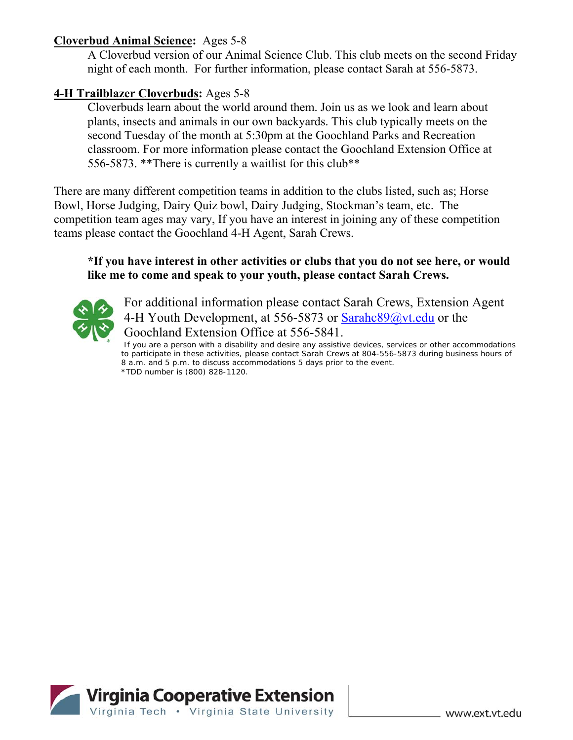**Cloverbud Animal Science:** Ages 5-8

A Cloverbud version of our Animal Science Club. This club meets on the second Friday night of each month. For further information, please contact Sarah at 556-5873.

**4-H Trailblazer Cloverbuds:** Ages 5-8

Cloverbuds learn about the world around them. Join us as we look and learn about plants, insects and animals in our own backyards. This club typically meets on the second Tuesday of the month at 5:30pm at the Goochland Parks and Recreation classroom. For more information please contact the Goochland Extension Office at 556-5873. **There is currently a waitlist for this club**

There are many different competition teams in addition to the clubs listed, such as; Horse Bowl, Horse Judging, Dairy Quiz bowl, Dairy Judging, Stockman's team, etc. The competition team ages may vary, If you have an interest in joining any of these competition teams please contact the Goochland 4-H Agent, Sarah Crews.

**\*If you have interest in other activities or clubs that you do not see here, or would like me to come and speak to your youth, please contact Sarah Crews.**

For additional information please contact Sarah Crews, Extension Agent 4-H Youth Development, at 556-5873 or Sarahc89@vt.edu or the Goochland Extension Office at 556-5841.

If you are a person with a disability and desire any assistive devices, services or other accommodations to participate in these activities, please contact Sarah Crews at 804-556-5873 during business hours of 8 a.m. and 5 p.m. to discuss accommodations 5 days prior to the event.
*TDD number is (800) 828-1120.

Virginia Cooperative Extension
Virginia Tech • Virginia State University

www.ext.vt.edu